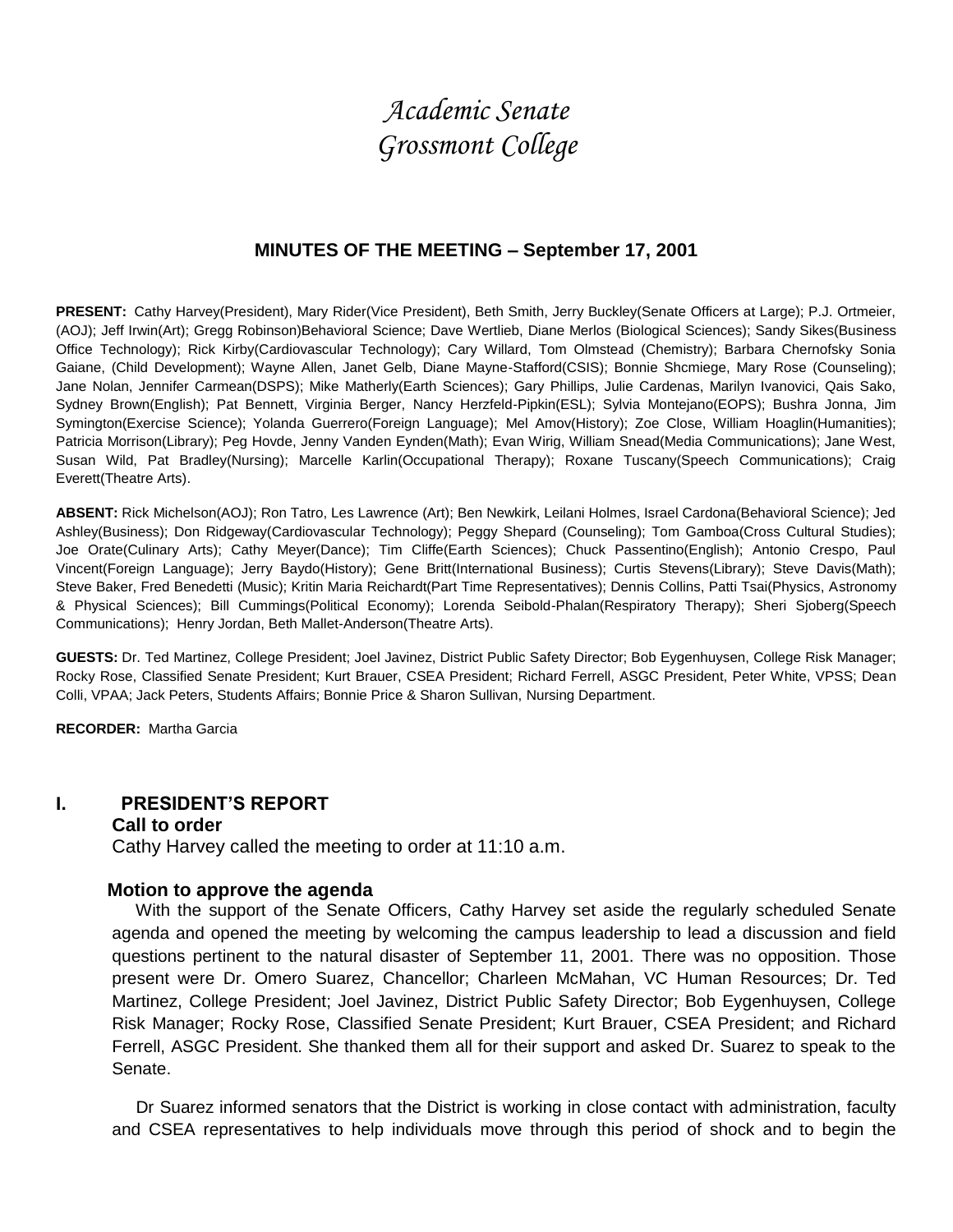# *Academic Senate*
# *Grossmont College*

## MINUTES OF THE MEETING – September 17, 2001

**PRESENT:** Cathy Harvey(President), Mary Rider(Vice President), Beth Smith, Jerry Buckley(Senate Officers at Large); P.J. Ortmeier, (AOJ); Jeff Irwin(Art); Gregg Robinson)Behavioral Science; Dave Wertlieb, Diane Merlos (Biological Sciences); Sandy Sikes(Business Office Technology); Rick Kirby(Cardiovascular Technology); Cary Willard, Tom Olmstead (Chemistry); Barbara Chernofsky Sonia Gaiane, (Child Development); Wayne Allen, Janet Gelb, Diane Mayne-Stafford(CSIS); Bonnie Shcmiege, Mary Rose (Counseling); Jane Nolan, Jennifer Carmean(DSPS); Mike Matherly(Earth Sciences); Gary Phillips, Julie Cardenas, Marilyn Ivanovici, Qais Sako, Sydney Brown(English); Pat Bennett, Virginia Berger, Nancy Herzfeld-Pipkin(ESL); Sylvia Montejano(EOPS); Bushra Jonna, Jim Symington(Exercise Science); Yolanda Guerrero(Foreign Language); Mel Amov(History); Zoe Close, William Hoaglin(Humanities); Patricia Morrison(Library); Peg Hovde, Jenny Vanden Eynden(Math); Evan Wirig, William Snead(Media Communications); Jane West, Susan Wild, Pat Bradley(Nursing); Marcelle Karlin(Occupational Therapy); Roxane Tuscany(Speech Communications); Craig Everett(Theatre Arts).

**ABSENT:** Rick Michelson(AOJ); Ron Tatro, Les Lawrence (Art); Ben Newkirk, Leilani Holmes, Israel Cardona(Behavioral Science); Jed Ashley(Business); Don Ridgeway(Cardiovascular Technology); Peggy Shepard (Counseling); Tom Gamboa(Cross Cultural Studies); Joe Orate(Culinary Arts); Cathy Meyer(Dance); Tim Cliffe(Earth Sciences); Chuck Passentino(English); Antonio Crespo, Paul Vincent(Foreign Language); Jerry Baydo(History); Gene Britt(International Business); Curtis Stevens(Library); Steve Davis(Math); Steve Baker, Fred Benedetti (Music); Kritin Maria Reichardt(Part Time Representatives); Dennis Collins, Patti Tsai(Physics, Astronomy & Physical Sciences); Bill Cummings(Political Economy); Lorenda Seibold-Phalan(Respiratory Therapy); Sheri Sjoberg(Speech Communications); Henry Jordan, Beth Mallet-Anderson(Theatre Arts).

**GUESTS:** Dr. Ted Martinez, College President; Joel Javinez, District Public Safety Director; Bob Eygenhuysen, College Risk Manager; Rocky Rose, Classified Senate President; Kurt Brauer, CSEA President; Richard Ferrell, ASGC President, Peter White, VPSS; Dean Colli, VPAA; Jack Peters, Students Affairs; Bonnie Price & Sharon Sullivan, Nursing Department.

**RECORDER:** Martha Garcia

## I. PRESIDENT'S REPORT

### Call to order

Cathy Harvey called the meeting to order at 11:10 a.m.

### Motion to approve the agenda

With the support of the Senate Officers, Cathy Harvey set aside the regularly scheduled Senate agenda and opened the meeting by welcoming the campus leadership to lead a discussion and field questions pertinent to the natural disaster of September 11, 2001. There was no opposition. Those present were Dr. Omero Suarez, Chancellor; Charleen McMahan, VC Human Resources; Dr. Ted Martinez, College President; Joel Javinez, District Public Safety Director; Bob Eygenhuysen, College Risk Manager; Rocky Rose, Classified Senate President; Kurt Brauer, CSEA President; and Richard Ferrell, ASGC President. She thanked them all for their support and asked Dr. Suarez to speak to the Senate.

Dr Suarez informed senators that the District is working in close contact with administration, faculty and CSEA representatives to help individuals move through this period of shock and to begin the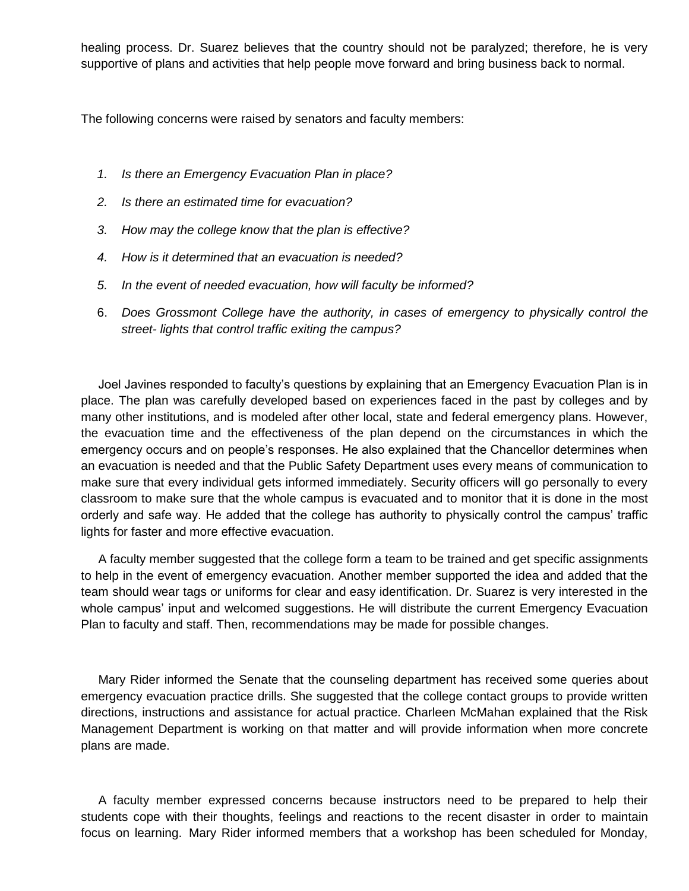healing process. Dr. Suarez believes that the country should not be paralyzed; therefore, he is very supportive of plans and activities that help people move forward and bring business back to normal.

The following concerns were raised by senators and faculty members:

1. *Is there an Emergency Evacuation Plan in place?*
2. *Is there an estimated time for evacuation?*
3. *How may the college know that the plan is effective?*
4. *How is it determined that an evacuation is needed?*
5. *In the event of needed evacuation, how will faculty be informed?*
6. *Does Grossmont College have the authority, in cases of emergency to physically control the street- lights that control traffic exiting the campus?*

Joel Javines responded to faculty's questions by explaining that an Emergency Evacuation Plan is in place. The plan was carefully developed based on experiences faced in the past by colleges and by many other institutions, and is modeled after other local, state and federal emergency plans. However, the evacuation time and the effectiveness of the plan depend on the circumstances in which the emergency occurs and on people's responses. He also explained that the Chancellor determines when an evacuation is needed and that the Public Safety Department uses every means of communication to make sure that every individual gets informed immediately. Security officers will go personally to every classroom to make sure that the whole campus is evacuated and to monitor that it is done in the most orderly and safe way. He added that the college has authority to physically control the campus' traffic lights for faster and more effective evacuation.

A faculty member suggested that the college form a team to be trained and get specific assignments to help in the event of emergency evacuation. Another member supported the idea and added that the team should wear tags or uniforms for clear and easy identification. Dr. Suarez is very interested in the whole campus' input and welcomed suggestions. He will distribute the current Emergency Evacuation Plan to faculty and staff. Then, recommendations may be made for possible changes.

Mary Rider informed the Senate that the counseling department has received some queries about emergency evacuation practice drills. She suggested that the college contact groups to provide written directions, instructions and assistance for actual practice. Charleen McMahan explained that the Risk Management Department is working on that matter and will provide information when more concrete plans are made.

A faculty member expressed concerns because instructors need to be prepared to help their students cope with their thoughts, feelings and reactions to the recent disaster in order to maintain focus on learning. Mary Rider informed members that a workshop has been scheduled for Monday,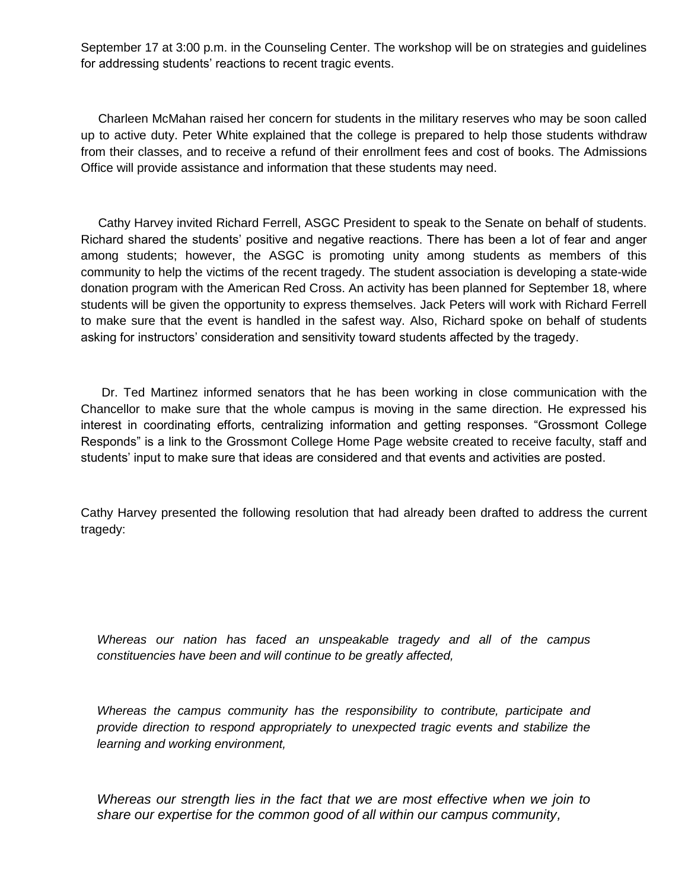September 17 at 3:00 p.m. in the Counseling Center. The workshop will be on strategies and guidelines for addressing students' reactions to recent tragic events.

Charleen McMahan raised her concern for students in the military reserves who may be soon called up to active duty. Peter White explained that the college is prepared to help those students withdraw from their classes, and to receive a refund of their enrollment fees and cost of books. The Admissions Office will provide assistance and information that these students may need.

Cathy Harvey invited Richard Ferrell, ASGC President to speak to the Senate on behalf of students. Richard shared the students' positive and negative reactions. There has been a lot of fear and anger among students; however, the ASGC is promoting unity among students as members of this community to help the victims of the recent tragedy. The student association is developing a state-wide donation program with the American Red Cross. An activity has been planned for September 18, where students will be given the opportunity to express themselves. Jack Peters will work with Richard Ferrell to make sure that the event is handled in the safest way. Also, Richard spoke on behalf of students asking for instructors' consideration and sensitivity toward students affected by the tragedy.

Dr. Ted Martinez informed senators that he has been working in close communication with the Chancellor to make sure that the whole campus is moving in the same direction. He expressed his interest in coordinating efforts, centralizing information and getting responses. "Grossmont College Responds" is a link to the Grossmont College Home Page website created to receive faculty, staff and students' input to make sure that ideas are considered and that events and activities are posted.

Cathy Harvey presented the following resolution that had already been drafted to address the current tragedy:

*Whereas our nation has faced an unspeakable tragedy and all of the campus constituencies have been and will continue to be greatly affected,*

*Whereas the campus community has the responsibility to contribute, participate and provide direction to respond appropriately to unexpected tragic events and stabilize the learning and working environment,*

*Whereas our strength lies in the fact that we are most effective when we join to share our expertise for the common good of all within our campus community,*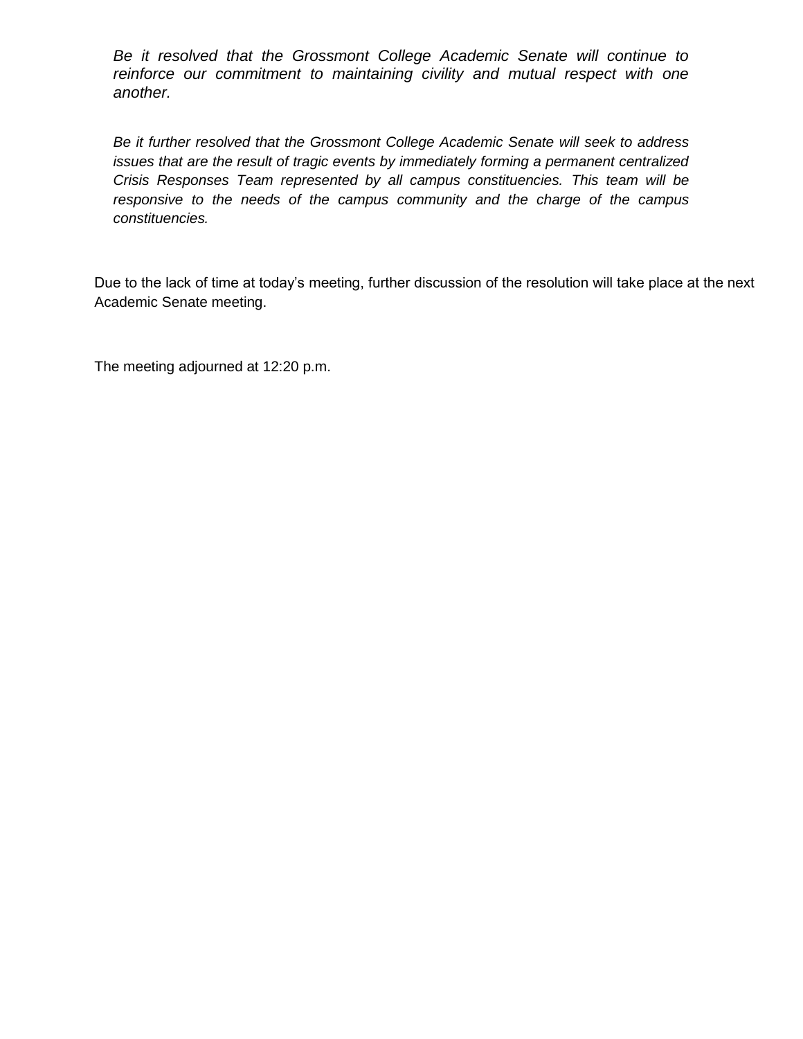*Be it resolved that the Grossmont College Academic Senate will continue to reinforce our commitment to maintaining civility and mutual respect with one another.*

*Be it further resolved that the Grossmont College Academic Senate will seek to address issues that are the result of tragic events by immediately forming a permanent centralized Crisis Responses Team represented by all campus constituencies. This team will be responsive to the needs of the campus community and the charge of the campus constituencies.*

Due to the lack of time at today's meeting, further discussion of the resolution will take place at the next Academic Senate meeting.

The meeting adjourned at 12:20 p.m.